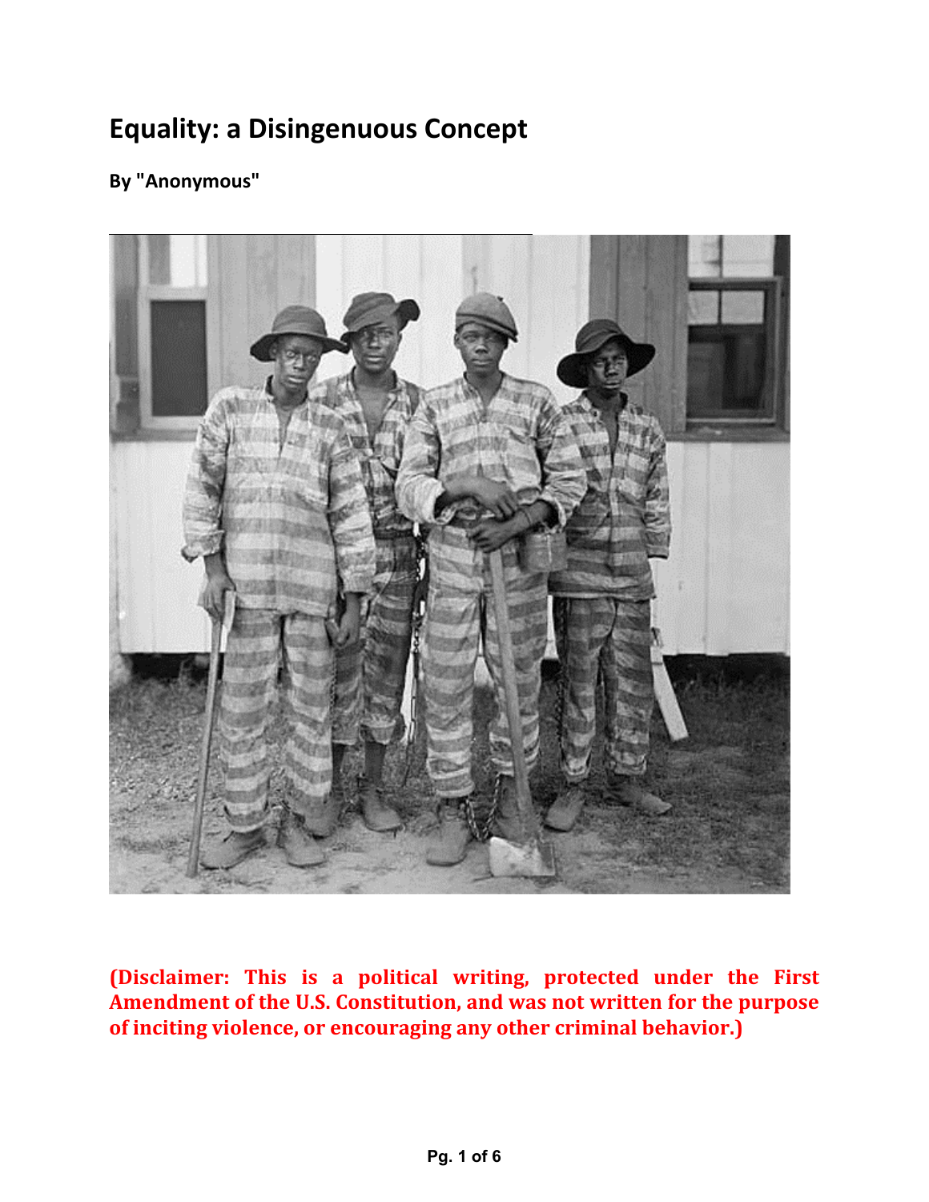# Equality: a Disingenuous Concept

**By "Anonymous"**

**(Disclaimer: This is a political writing, protected under the First Amendment of the U.S. Constitution, and was not written for the purpose of inciting violence, or encouraging any other criminal behavior.)**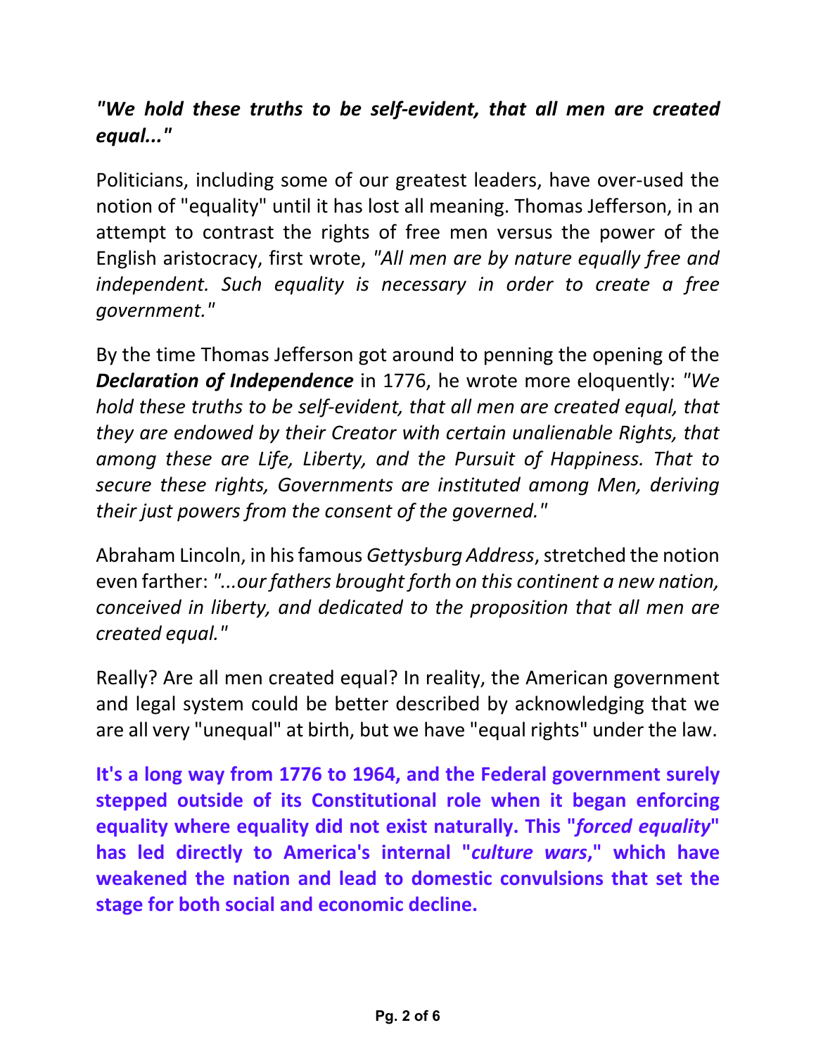***"We hold these truths to be self-evident, that all men are created equal..."***

Politicians, including some of our greatest leaders, have over-used the notion of "equality" until it has lost all meaning. Thomas Jefferson, in an attempt to contrast the rights of free men versus the power of the English aristocracy, first wrote, *"All men are by nature equally free and independent. Such equality is necessary in order to create a free government."*

By the time Thomas Jefferson got around to penning the opening of the ***Declaration of Independence*** in 1776, he wrote more eloquently: *"We hold these truths to be self-evident, that all men are created equal, that they are endowed by their Creator with certain unalienable Rights, that among these are Life, Liberty, and the Pursuit of Happiness. That to secure these rights, Governments are instituted among Men, deriving their just powers from the consent of the governed."*

Abraham Lincoln, in his famous *Gettysburg Address*, stretched the notion even farther: *"...our fathers brought forth on this continent a new nation, conceived in liberty, and dedicated to the proposition that all men are created equal."*

Really? Are all men created equal? In reality, the American government and legal system could be better described by acknowledging that we are all very "unequal" at birth, but we have "equal rights" under the law.

**It's a long way from 1776 to 1964, and the Federal government surely stepped outside of its Constitutional role when it began enforcing equality where equality did not exist naturally. This "*forced equality*" has led directly to America's internal "*culture wars*," which have weakened the nation and lead to domestic convulsions that set the stage for both social and economic decline.**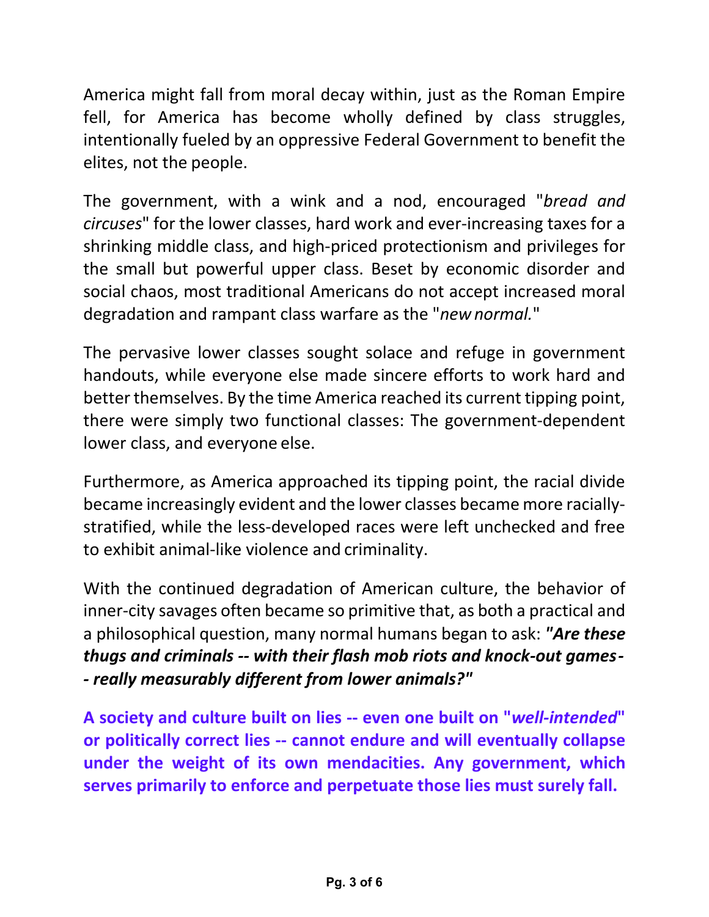America might fall from moral decay within, just as the Roman Empire fell, for America has become wholly defined by class struggles, intentionally fueled by an oppressive Federal Government to benefit the elites, not the people.

The government, with a wink and a nod, encouraged "*bread and circuses*" for the lower classes, hard work and ever-increasing taxes for a shrinking middle class, and high-priced protectionism and privileges for the small but powerful upper class. Beset by economic disorder and social chaos, most traditional Americans do not accept increased moral degradation and rampant class warfare as the "*new normal.*"

The pervasive lower classes sought solace and refuge in government handouts, while everyone else made sincere efforts to work hard and better themselves. By the time America reached its current tipping point, there were simply two functional classes: The government-dependent lower class, and everyone else.

Furthermore, as America approached its tipping point, the racial divide became increasingly evident and the lower classes became more racially-stratified, while the less-developed races were left unchecked and free to exhibit animal-like violence and criminality.

With the continued degradation of American culture, the behavior of inner-city savages often became so primitive that, as both a practical and a philosophical question, many normal humans began to ask: ***"Are these thugs and criminals -- with their flash mob riots and knock-out games-- really measurably different from lower animals?"***

**A society and culture built on lies -- even one built on "*well-intended*" or politically correct lies -- cannot endure and will eventually collapse under the weight of its own mendacities. Any government, which serves primarily to enforce and perpetuate those lies must surely fall.**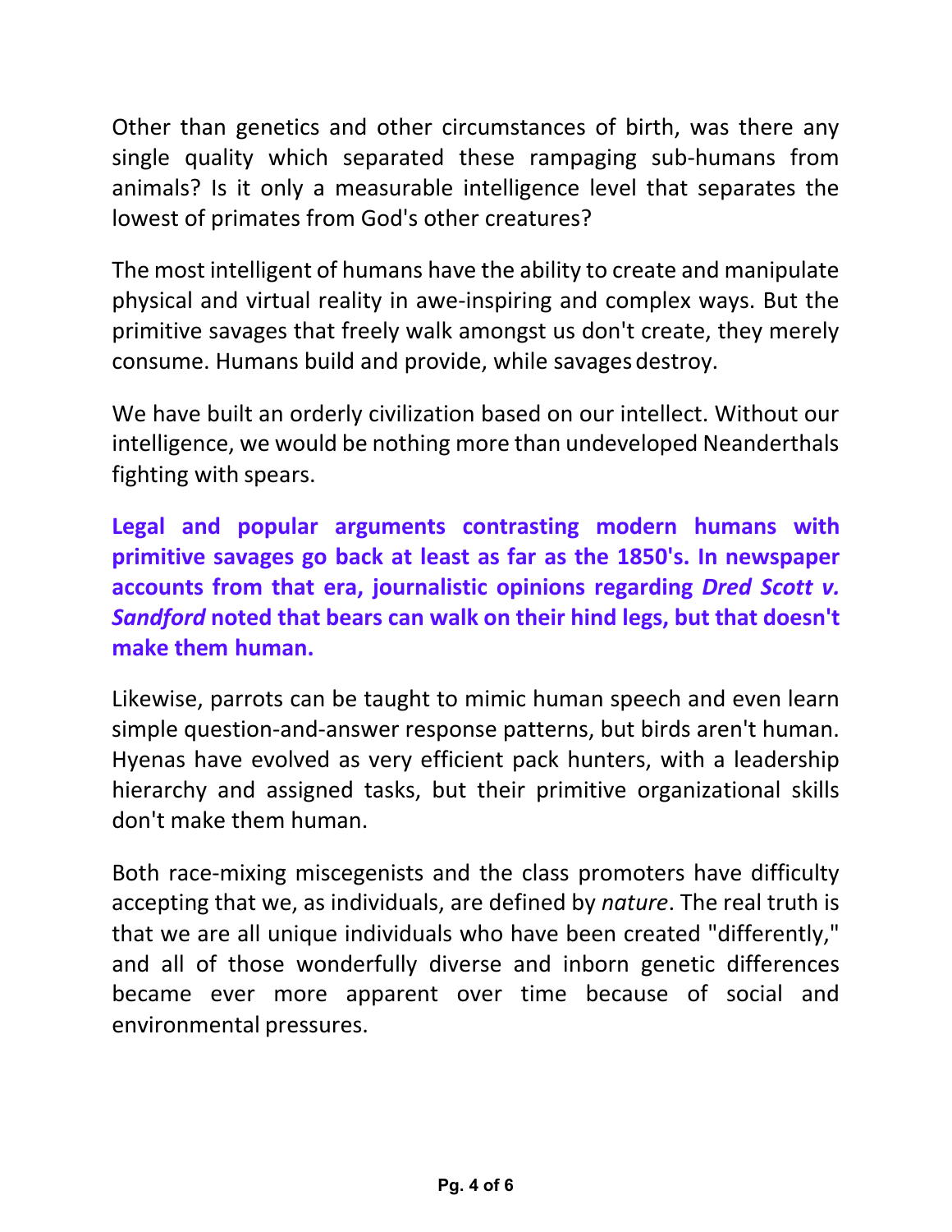Other than genetics and other circumstances of birth, was there any single quality which separated these rampaging sub-humans from animals? Is it only a measurable intelligence level that separates the lowest of primates from God's other creatures?

The most intelligent of humans have the ability to create and manipulate physical and virtual reality in awe-inspiring and complex ways. But the primitive savages that freely walk amongst us don't create, they merely consume. Humans build and provide, while savages destroy.

We have built an orderly civilization based on our intellect. Without our intelligence, we would be nothing more than undeveloped Neanderthals fighting with spears.

**Legal and popular arguments contrasting modern humans with primitive savages go back at least as far as the 1850's. In newspaper accounts from that era, journalistic opinions regarding *Dred Scott v. Sandford* noted that bears can walk on their hind legs, but that doesn't make them human.**

Likewise, parrots can be taught to mimic human speech and even learn simple question-and-answer response patterns, but birds aren't human. Hyenas have evolved as very efficient pack hunters, with a leadership hierarchy and assigned tasks, but their primitive organizational skills don't make them human.

Both race-mixing miscegenists and the class promoters have difficulty accepting that we, as individuals, are defined by *nature*. The real truth is that we are all unique individuals who have been created "differently," and all of those wonderfully diverse and inborn genetic differences became ever more apparent over time because of social and environmental pressures.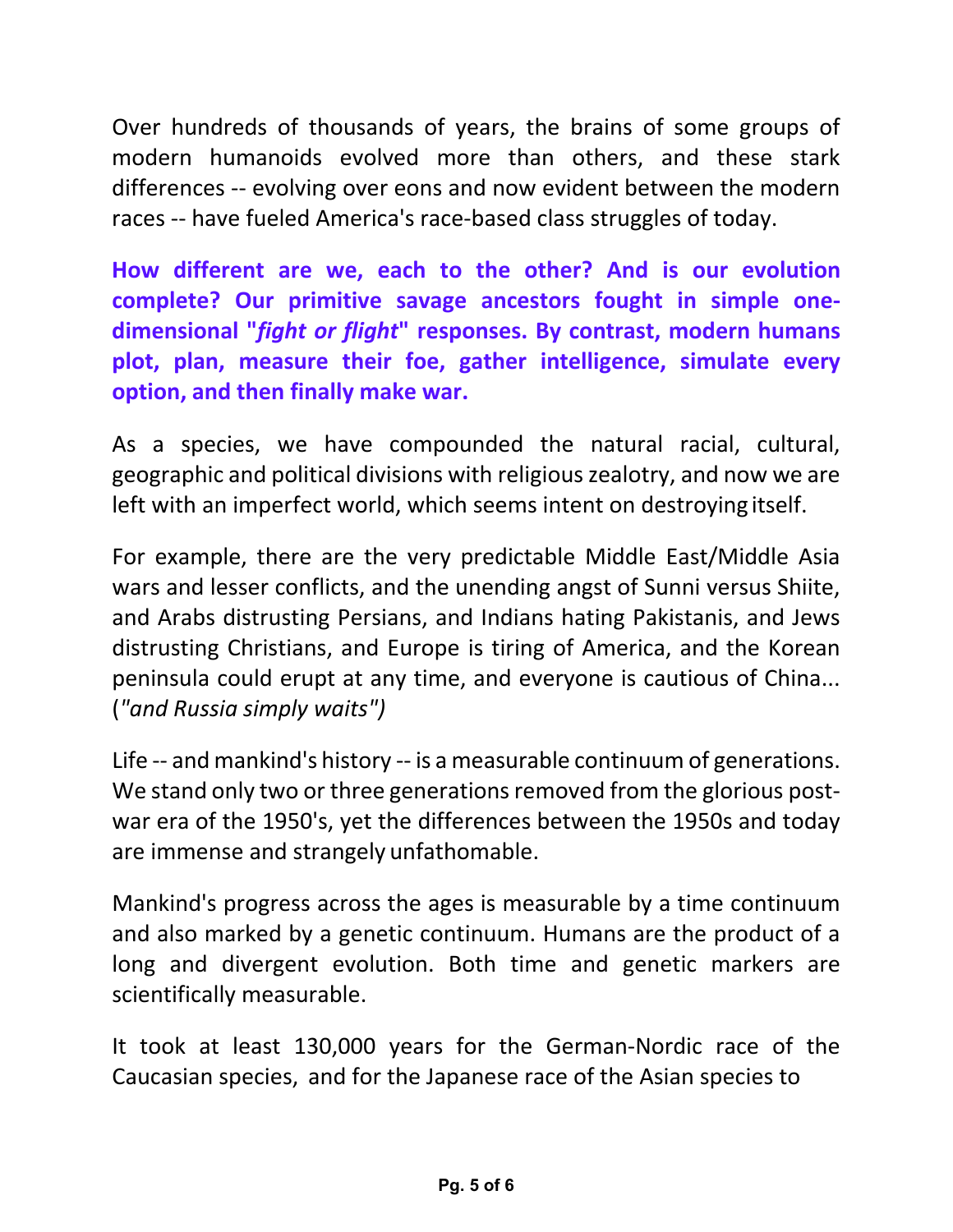Over hundreds of thousands of years, the brains of some groups of modern humanoids evolved more than others, and these stark differences -- evolving over eons and now evident between the modern races -- have fueled America's race-based class struggles of today.

**How different are we, each to the other? And is our evolution complete? Our primitive savage ancestors fought in simple one-dimensional "*fight or flight*" responses. By contrast, modern humans plot, plan, measure their foe, gather intelligence, simulate every option, and then finally make war.**

As a species, we have compounded the natural racial, cultural, geographic and political divisions with religious zealotry, and now we are left with an imperfect world, which seems intent on destroying itself.

For example, there are the very predictable Middle East/Middle Asia wars and lesser conflicts, and the unending angst of Sunni versus Shiite, and Arabs distrusting Persians, and Indians hating Pakistanis, and Jews distrusting Christians, and Europe is tiring of America, and the Korean peninsula could erupt at any time, and everyone is cautious of China... (*"and Russia simply waits")*

Life -- and mankind's history -- is a measurable continuum of generations. We stand only two or three generations removed from the glorious post-war era of the 1950's, yet the differences between the 1950s and today are immense and strangely unfathomable.

Mankind's progress across the ages is measurable by a time continuum and also marked by a genetic continuum. Humans are the product of a long and divergent evolution. Both time and genetic markers are scientifically measurable.

It took at least 130,000 years for the German-Nordic race of the Caucasian species, and for the Japanese race of the Asian species to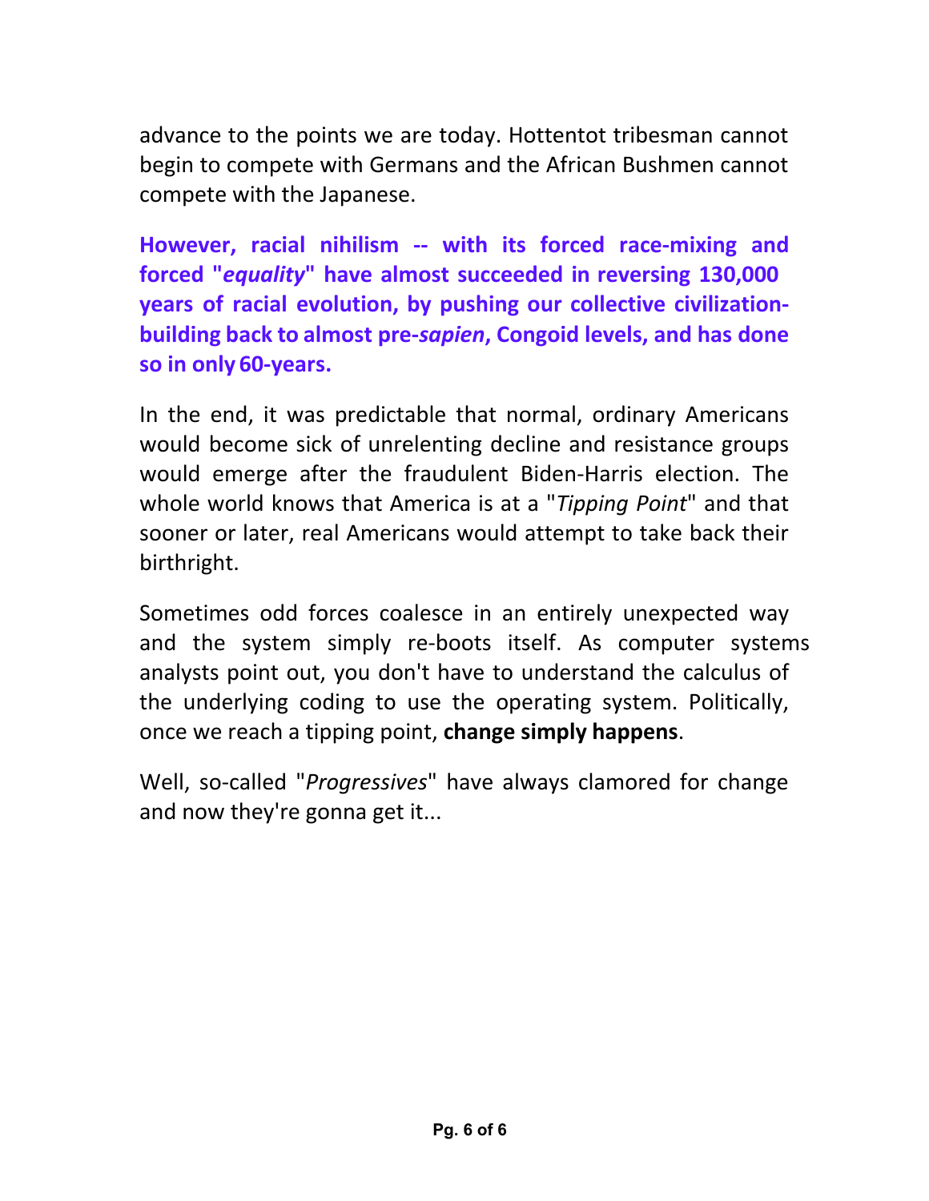advance to the points we are today. Hottentot tribesman cannot begin to compete with Germans and the African Bushmen cannot compete with the Japanese.

**However, racial nihilism -- with its forced race-mixing and forced "*equality*" have almost succeeded in reversing 130,000 years of racial evolution, by pushing our collective civilization-building back to almost pre-*sapien*, Congoid levels, and has done so in only 60-years.**

In the end, it was predictable that normal, ordinary Americans would become sick of unrelenting decline and resistance groups would emerge after the fraudulent Biden-Harris election. The whole world knows that America is at a "*Tipping Point*" and that sooner or later, real Americans would attempt to take back their birthright.

Sometimes odd forces coalesce in an entirely unexpected way and the system simply re-boots itself. As computer systems analysts point out, you don't have to understand the calculus of the underlying coding to use the operating system. Politically, once we reach a tipping point, **change simply happens**.

Well, so-called "*Progressives*" have always clamored for change and now they're gonna get it...